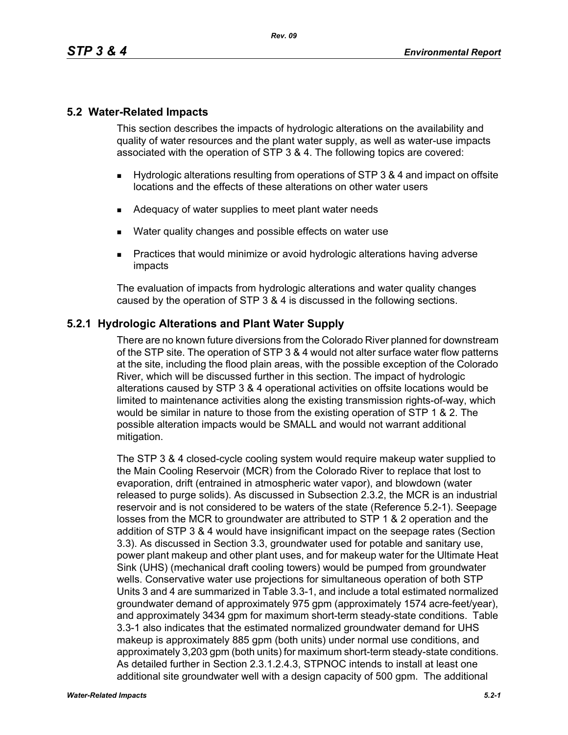## 5.2 Water-Related Impacts

This section describes the impacts of hydrologic alterations on the availability and quality of water resources and the plant water supply, as well as water-use impacts associated with the operation of STP 3 & 4. The following topics are covered:

- Hydrologic alterations resulting from operations of STP 3 & 4 and impact on offsite locations and the effects of these alterations on other water users
- Adequacy of water supplies to meet plant water needs
- Water quality changes and possible effects on water use
- Practices that would minimize or avoid hydrologic alterations having adverse impacts

The evaluation of impacts from hydrologic alterations and water quality changes caused by the operation of STP 3 & 4 is discussed in the following sections.

### 5.2.1 Hydrologic Alterations and Plant Water Supply

There are no known future diversions from the Colorado River planned for downstream of the STP site. The operation of STP 3 & 4 would not alter surface water flow patterns at the site, including the flood plain areas, with the possible exception of the Colorado River, which will be discussed further in this section. The impact of hydrologic alterations caused by STP 3 & 4 operational activities on offsite locations would be limited to maintenance activities along the existing transmission rights-of-way, which would be similar in nature to those from the existing operation of STP 1 & 2. The possible alteration impacts would be SMALL and would not warrant additional mitigation.

The STP 3 & 4 closed-cycle cooling system would require makeup water supplied to the Main Cooling Reservoir (MCR) from the Colorado River to replace that lost to evaporation, drift (entrained in atmospheric water vapor), and blowdown (water released to purge solids). As discussed in Subsection 2.3.2, the MCR is an industrial reservoir and is not considered to be waters of the state (Reference 5.2-1). Seepage losses from the MCR to groundwater are attributed to STP 1 & 2 operation and the addition of STP 3 & 4 would have insignificant impact on the seepage rates (Section 3.3). As discussed in Section 3.3, groundwater used for potable and sanitary use, power plant makeup and other plant uses, and for makeup water for the Ultimate Heat Sink (UHS) (mechanical draft cooling towers) would be pumped from groundwater wells. Conservative water use projections for simultaneous operation of both STP Units 3 and 4 are summarized in Table 3.3-1, and include a total estimated normalized groundwater demand of approximately 975 gpm (approximately 1574 acre-feet/year), and approximately 3434 gpm for maximum short-term steady-state conditions. Table 3.3-1 also indicates that the estimated normalized groundwater demand for UHS makeup is approximately 885 gpm (both units) under normal use conditions, and approximately 3,203 gpm (both units) for maximum short-term steady-state conditions. As detailed further in Section 2.3.1.2.4.3, STPNOC intends to install at least one additional site groundwater well with a design capacity of 500 gpm. The additional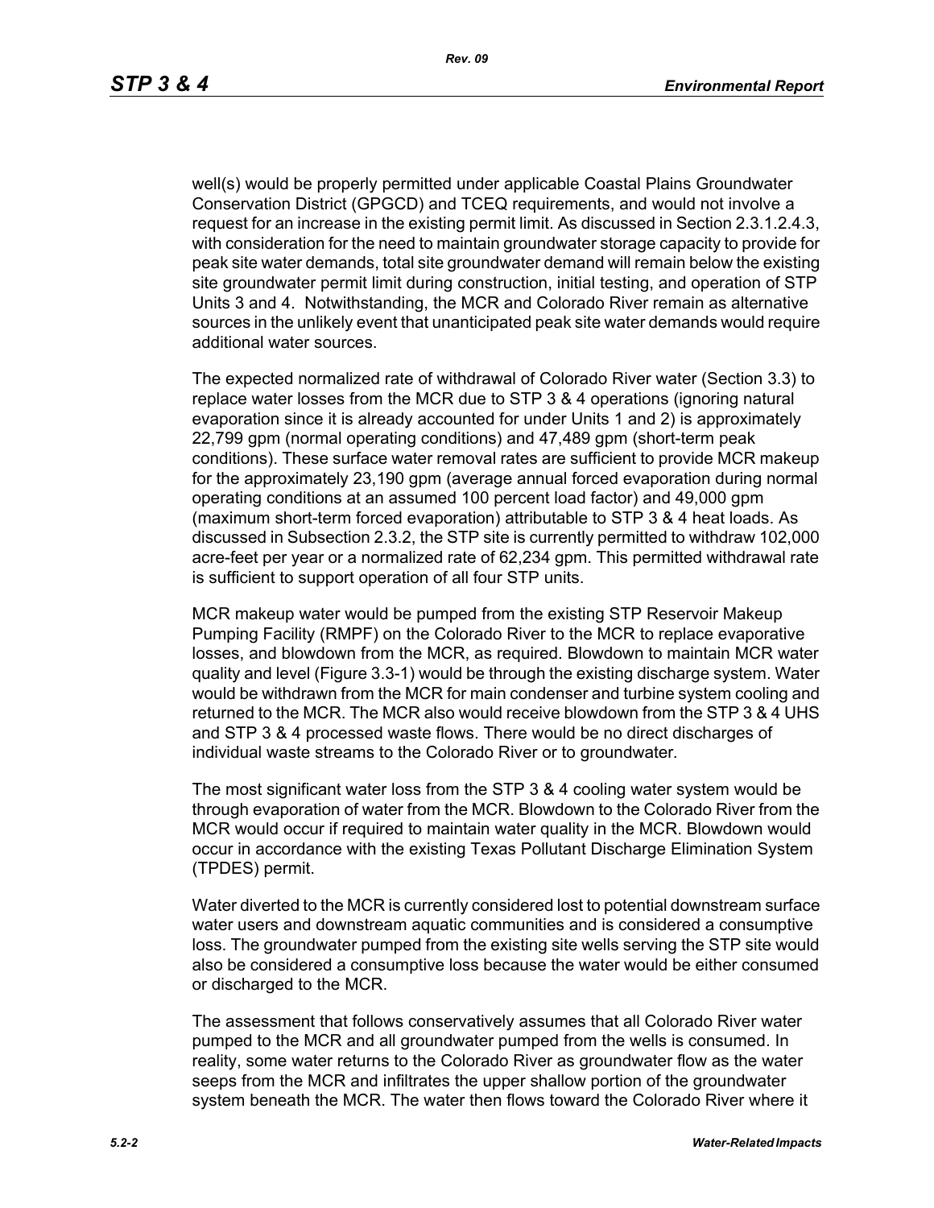well(s) would be properly permitted under applicable Coastal Plains Groundwater Conservation District (GPGCD) and TCEQ requirements, and would not involve a request for an increase in the existing permit limit. As discussed in Section 2.3.1.2.4.3, with consideration for the need to maintain groundwater storage capacity to provide for peak site water demands, total site groundwater demand will remain below the existing site groundwater permit limit during construction, initial testing, and operation of STP Units 3 and 4. Notwithstanding, the MCR and Colorado River remain as alternative sources in the unlikely event that unanticipated peak site water demands would require additional water sources.

The expected normalized rate of withdrawal of Colorado River water (Section 3.3) to replace water losses from the MCR due to STP 3 & 4 operations (ignoring natural evaporation since it is already accounted for under Units 1 and 2) is approximately 22,799 gpm (normal operating conditions) and 47,489 gpm (short-term peak conditions). These surface water removal rates are sufficient to provide MCR makeup for the approximately 23,190 gpm (average annual forced evaporation during normal operating conditions at an assumed 100 percent load factor) and 49,000 gpm (maximum short-term forced evaporation) attributable to STP 3 & 4 heat loads. As discussed in Subsection 2.3.2, the STP site is currently permitted to withdraw 102,000 acre-feet per year or a normalized rate of 62,234 gpm. This permitted withdrawal rate is sufficient to support operation of all four STP units.

MCR makeup water would be pumped from the existing STP Reservoir Makeup Pumping Facility (RMPF) on the Colorado River to the MCR to replace evaporative losses, and blowdown from the MCR, as required. Blowdown to maintain MCR water quality and level (Figure 3.3-1) would be through the existing discharge system. Water would be withdrawn from the MCR for main condenser and turbine system cooling and returned to the MCR. The MCR also would receive blowdown from the STP 3 & 4 UHS and STP 3 & 4 processed waste flows. There would be no direct discharges of individual waste streams to the Colorado River or to groundwater.

The most significant water loss from the STP 3 & 4 cooling water system would be through evaporation of water from the MCR. Blowdown to the Colorado River from the MCR would occur if required to maintain water quality in the MCR. Blowdown would occur in accordance with the existing Texas Pollutant Discharge Elimination System (TPDES) permit.

Water diverted to the MCR is currently considered lost to potential downstream surface water users and downstream aquatic communities and is considered a consumptive loss. The groundwater pumped from the existing site wells serving the STP site would also be considered a consumptive loss because the water would be either consumed or discharged to the MCR.

The assessment that follows conservatively assumes that all Colorado River water pumped to the MCR and all groundwater pumped from the wells is consumed. In reality, some water returns to the Colorado River as groundwater flow as the water seeps from the MCR and infiltrates the upper shallow portion of the groundwater system beneath the MCR. The water then flows toward the Colorado River where it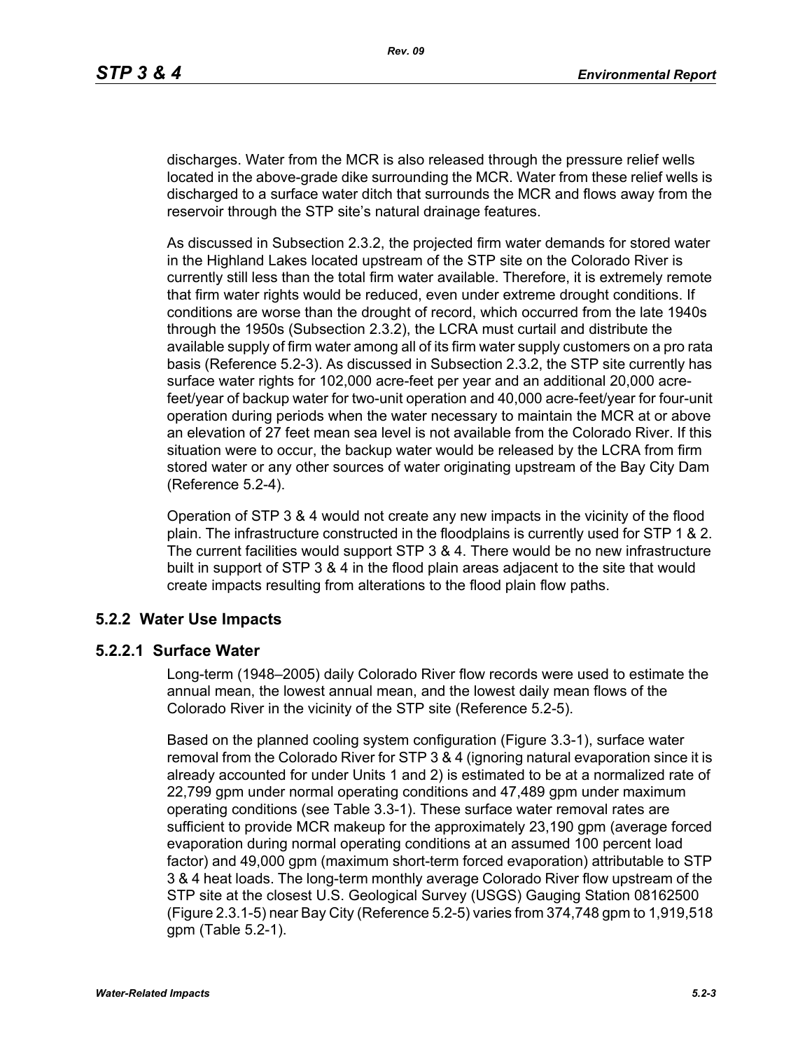discharges. Water from the MCR is also released through the pressure relief wells located in the above-grade dike surrounding the MCR. Water from these relief wells is discharged to a surface water ditch that surrounds the MCR and flows away from the reservoir through the STP site's natural drainage features.

As discussed in Subsection 2.3.2, the projected firm water demands for stored water in the Highland Lakes located upstream of the STP site on the Colorado River is currently still less than the total firm water available. Therefore, it is extremely remote that firm water rights would be reduced, even under extreme drought conditions. If conditions are worse than the drought of record, which occurred from the late 1940s through the 1950s (Subsection 2.3.2), the LCRA must curtail and distribute the available supply of firm water among all of its firm water supply customers on a pro rata basis (Reference 5.2-3). As discussed in Subsection 2.3.2, the STP site currently has surface water rights for 102,000 acre-feet per year and an additional 20,000 acre-feet/year of backup water for two-unit operation and 40,000 acre-feet/year for four-unit operation during periods when the water necessary to maintain the MCR at or above an elevation of 27 feet mean sea level is not available from the Colorado River. If this situation were to occur, the backup water would be released by the LCRA from firm stored water or any other sources of water originating upstream of the Bay City Dam (Reference 5.2-4).

Operation of STP 3 & 4 would not create any new impacts in the vicinity of the flood plain. The infrastructure constructed in the floodplains is currently used for STP 1 & 2. The current facilities would support STP 3 & 4. There would be no new infrastructure built in support of STP 3 & 4 in the flood plain areas adjacent to the site that would create impacts resulting from alterations to the flood plain flow paths.

## 5.2.2 Water Use Impacts

### 5.2.2.1 Surface Water

Long-term (1948–2005) daily Colorado River flow records were used to estimate the annual mean, the lowest annual mean, and the lowest daily mean flows of the Colorado River in the vicinity of the STP site (Reference 5.2-5).

Based on the planned cooling system configuration (Figure 3.3-1), surface water removal from the Colorado River for STP 3 & 4 (ignoring natural evaporation since it is already accounted for under Units 1 and 2) is estimated to be at a normalized rate of 22,799 gpm under normal operating conditions and 47,489 gpm under maximum operating conditions (see Table 3.3-1). These surface water removal rates are sufficient to provide MCR makeup for the approximately 23,190 gpm (average forced evaporation during normal operating conditions at an assumed 100 percent load factor) and 49,000 gpm (maximum short-term forced evaporation) attributable to STP 3 & 4 heat loads. The long-term monthly average Colorado River flow upstream of the STP site at the closest U.S. Geological Survey (USGS) Gauging Station 08162500 (Figure 2.3.1-5) near Bay City (Reference 5.2-5) varies from 374,748 gpm to 1,919,518 gpm (Table 5.2-1).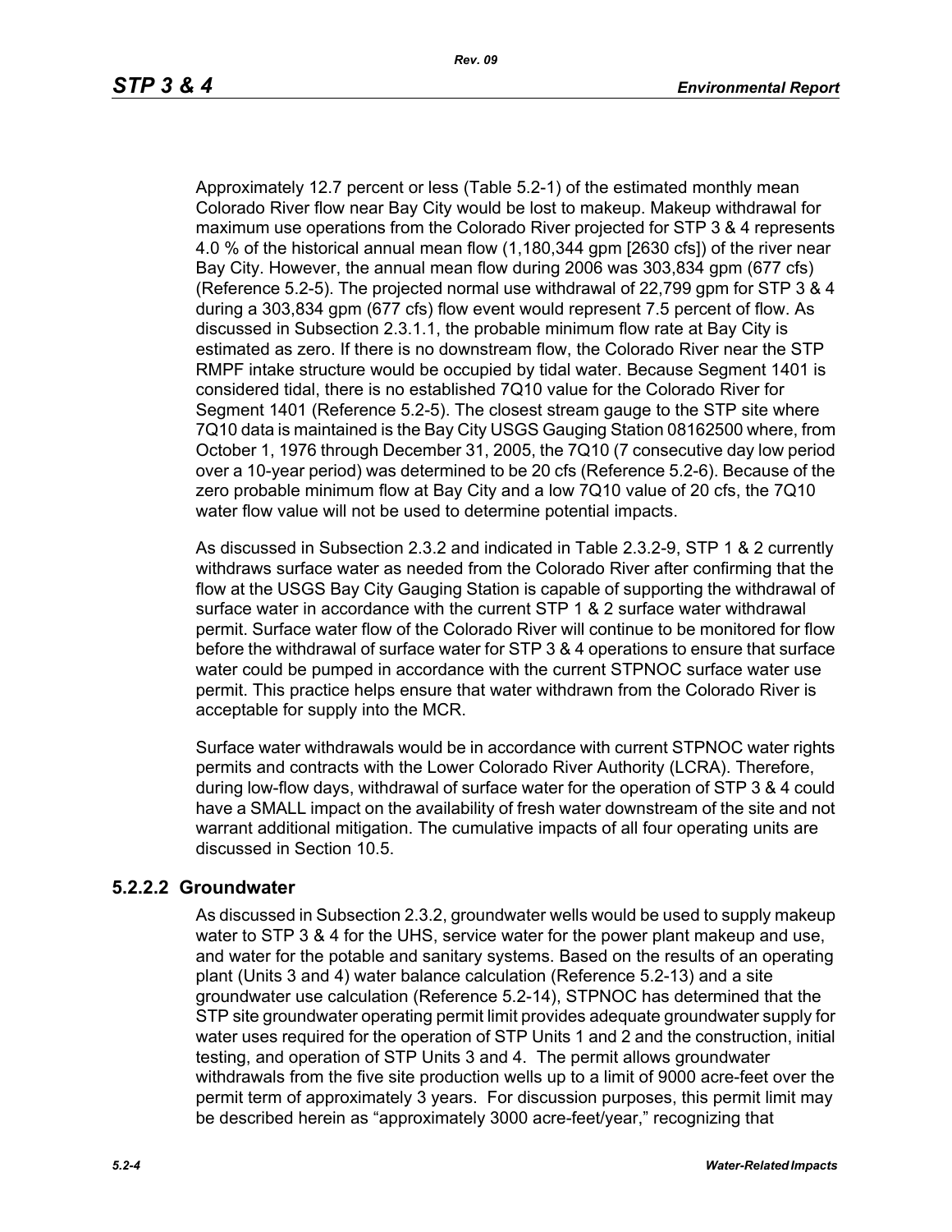Approximately 12.7 percent or less (Table 5.2-1) of the estimated monthly mean Colorado River flow near Bay City would be lost to makeup. Makeup withdrawal for maximum use operations from the Colorado River projected for STP 3 & 4 represents 4.0 % of the historical annual mean flow (1,180,344 gpm [2630 cfs]) of the river near Bay City. However, the annual mean flow during 2006 was 303,834 gpm (677 cfs) (Reference 5.2-5). The projected normal use withdrawal of 22,799 gpm for STP 3 & 4 during a 303,834 gpm (677 cfs) flow event would represent 7.5 percent of flow. As discussed in Subsection 2.3.1.1, the probable minimum flow rate at Bay City is estimated as zero. If there is no downstream flow, the Colorado River near the STP RMPF intake structure would be occupied by tidal water. Because Segment 1401 is considered tidal, there is no established 7Q10 value for the Colorado River for Segment 1401 (Reference 5.2-5). The closest stream gauge to the STP site where 7Q10 data is maintained is the Bay City USGS Gauging Station 08162500 where, from October 1, 1976 through December 31, 2005, the 7Q10 (7 consecutive day low period over a 10-year period) was determined to be 20 cfs (Reference 5.2-6). Because of the zero probable minimum flow at Bay City and a low 7Q10 value of 20 cfs, the 7Q10 water flow value will not be used to determine potential impacts.

As discussed in Subsection 2.3.2 and indicated in Table 2.3.2-9, STP 1 & 2 currently withdraws surface water as needed from the Colorado River after confirming that the flow at the USGS Bay City Gauging Station is capable of supporting the withdrawal of surface water in accordance with the current STP 1 & 2 surface water withdrawal permit. Surface water flow of the Colorado River will continue to be monitored for flow before the withdrawal of surface water for STP 3 & 4 operations to ensure that surface water could be pumped in accordance with the current STPNOC surface water use permit. This practice helps ensure that water withdrawn from the Colorado River is acceptable for supply into the MCR.

Surface water withdrawals would be in accordance with current STPNOC water rights permits and contracts with the Lower Colorado River Authority (LCRA). Therefore, during low-flow days, withdrawal of surface water for the operation of STP 3 & 4 could have a SMALL impact on the availability of fresh water downstream of the site and not warrant additional mitigation. The cumulative impacts of all four operating units are discussed in Section 10.5.

### 5.2.2.2 Groundwater

As discussed in Subsection 2.3.2, groundwater wells would be used to supply makeup water to STP 3 & 4 for the UHS, service water for the power plant makeup and use, and water for the potable and sanitary systems. Based on the results of an operating plant (Units 3 and 4) water balance calculation (Reference 5.2-13) and a site groundwater use calculation (Reference 5.2-14), STPNOC has determined that the STP site groundwater operating permit limit provides adequate groundwater supply for water uses required for the operation of STP Units 1 and 2 and the construction, initial testing, and operation of STP Units 3 and 4. The permit allows groundwater withdrawals from the five site production wells up to a limit of 9000 acre-feet over the permit term of approximately 3 years. For discussion purposes, this permit limit may be described herein as "approximately 3000 acre-feet/year," recognizing that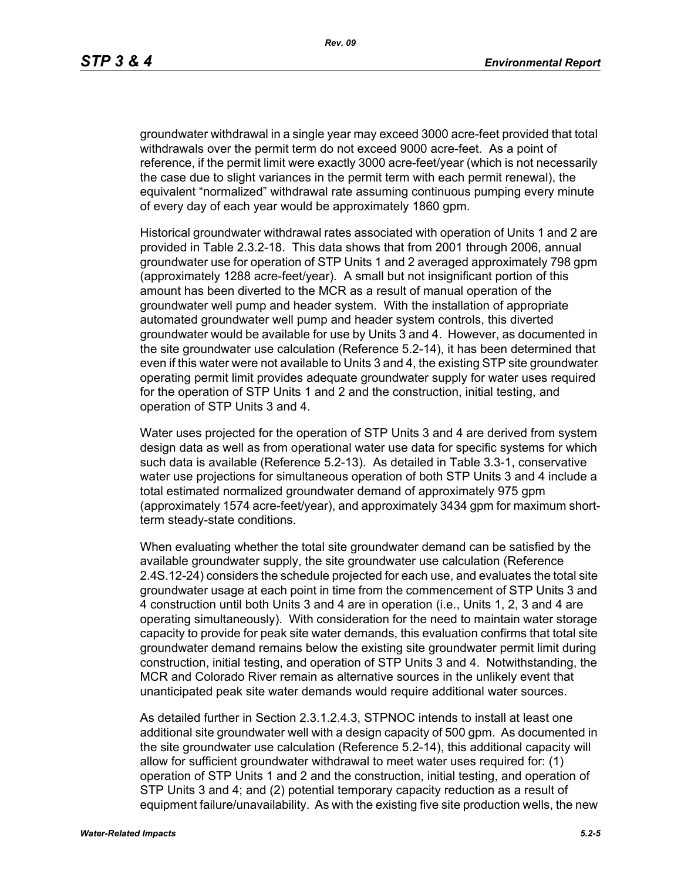groundwater withdrawal in a single year may exceed 3000 acre-feet provided that total withdrawals over the permit term do not exceed 9000 acre-feet. As a point of reference, if the permit limit were exactly 3000 acre-feet/year (which is not necessarily the case due to slight variances in the permit term with each permit renewal), the equivalent "normalized" withdrawal rate assuming continuous pumping every minute of every day of each year would be approximately 1860 gpm.

Historical groundwater withdrawal rates associated with operation of Units 1 and 2 are provided in Table 2.3.2-18. This data shows that from 2001 through 2006, annual groundwater use for operation of STP Units 1 and 2 averaged approximately 798 gpm (approximately 1288 acre-feet/year). A small but not insignificant portion of this amount has been diverted to the MCR as a result of manual operation of the groundwater well pump and header system. With the installation of appropriate automated groundwater well pump and header system controls, this diverted groundwater would be available for use by Units 3 and 4. However, as documented in the site groundwater use calculation (Reference 5.2-14), it has been determined that even if this water were not available to Units 3 and 4, the existing STP site groundwater operating permit limit provides adequate groundwater supply for water uses required for the operation of STP Units 1 and 2 and the construction, initial testing, and operation of STP Units 3 and 4.

Water uses projected for the operation of STP Units 3 and 4 are derived from system design data as well as from operational water use data for specific systems for which such data is available (Reference 5.2-13). As detailed in Table 3.3-1, conservative water use projections for simultaneous operation of both STP Units 3 and 4 include a total estimated normalized groundwater demand of approximately 975 gpm (approximately 1574 acre-feet/year), and approximately 3434 gpm for maximum short-term steady-state conditions.

When evaluating whether the total site groundwater demand can be satisfied by the available groundwater supply, the site groundwater use calculation (Reference 2.4S.12-24) considers the schedule projected for each use, and evaluates the total site groundwater usage at each point in time from the commencement of STP Units 3 and 4 construction until both Units 3 and 4 are in operation (i.e., Units 1, 2, 3 and 4 are operating simultaneously). With consideration for the need to maintain water storage capacity to provide for peak site water demands, this evaluation confirms that total site groundwater demand remains below the existing site groundwater permit limit during construction, initial testing, and operation of STP Units 3 and 4. Notwithstanding, the MCR and Colorado River remain as alternative sources in the unlikely event that unanticipated peak site water demands would require additional water sources.

As detailed further in Section 2.3.1.2.4.3, STPNOC intends to install at least one additional site groundwater well with a design capacity of 500 gpm. As documented in the site groundwater use calculation (Reference 5.2-14), this additional capacity will allow for sufficient groundwater withdrawal to meet water uses required for: (1) operation of STP Units 1 and 2 and the construction, initial testing, and operation of STP Units 3 and 4; and (2) potential temporary capacity reduction as a result of equipment failure/unavailability. As with the existing five site production wells, the new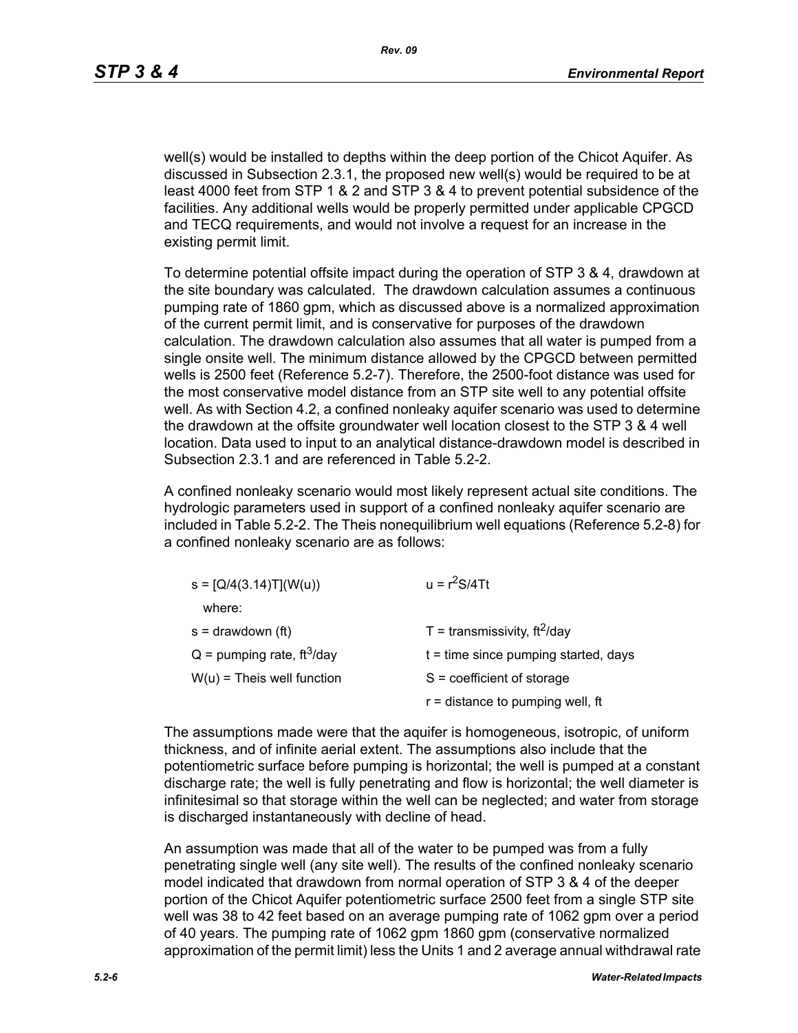well(s) would be installed to depths within the deep portion of the Chicot Aquifer. As discussed in Subsection 2.3.1, the proposed new well(s) would be required to be at least 4000 feet from STP 1 & 2 and STP 3 & 4 to prevent potential subsidence of the facilities. Any additional wells would be properly permitted under applicable CPGCD and TECQ requirements, and would not involve a request for an increase in the existing permit limit.

To determine potential offsite impact during the operation of STP 3 & 4, drawdown at the site boundary was calculated. The drawdown calculation assumes a continuous pumping rate of 1860 gpm, which as discussed above is a normalized approximation of the current permit limit, and is conservative for purposes of the drawdown calculation. The drawdown calculation also assumes that all water is pumped from a single onsite well. The minimum distance allowed by the CPGCD between permitted wells is 2500 feet (Reference 5.2-7). Therefore, the 2500-foot distance was used for the most conservative model distance from an STP site well to any potential offsite well. As with Section 4.2, a confined nonleaky aquifer scenario was used to determine the drawdown at the offsite groundwater well location closest to the STP 3 & 4 well location. Data used to input to an analytical distance-drawdown model is described in Subsection 2.3.1 and are referenced in Table 5.2-2.

A confined nonleaky scenario would most likely represent actual site conditions. The hydrologic parameters used in support of a confined nonleaky aquifer scenario are included in Table 5.2-2. The Theis nonequilibrium well equations (Reference 5.2-8) for a confined nonleaky scenario are as follows:

$s = [Q/4(3.14)T](W(u))$ $\qquad$ $u = r^2S/4Tt$

where:

| | |
|---|---|
| s = drawdown (ft) | T = transmissivity, $ft^2$/day |
| Q = pumping rate, $ft^3$/day | t = time since pumping started, days |
| W(u) = Theis well function | S = coefficient of storage |
| | r = distance to pumping well, ft |

The assumptions made were that the aquifer is homogeneous, isotropic, of uniform thickness, and of infinite aerial extent. The assumptions also include that the potentiometric surface before pumping is horizontal; the well is pumped at a constant discharge rate; the well is fully penetrating and flow is horizontal; the well diameter is infinitesimal so that storage within the well can be neglected; and water from storage is discharged instantaneously with decline of head.

An assumption was made that all of the water to be pumped was from a fully penetrating single well (any site well). The results of the confined nonleaky scenario model indicated that drawdown from normal operation of STP 3 & 4 of the deeper portion of the Chicot Aquifer potentiometric surface 2500 feet from a single STP site well was 38 to 42 feet based on an average pumping rate of 1062 gpm over a period of 40 years. The pumping rate of 1062 gpm 1860 gpm (conservative normalized approximation of the permit limit) less the Units 1 and 2 average annual withdrawal rate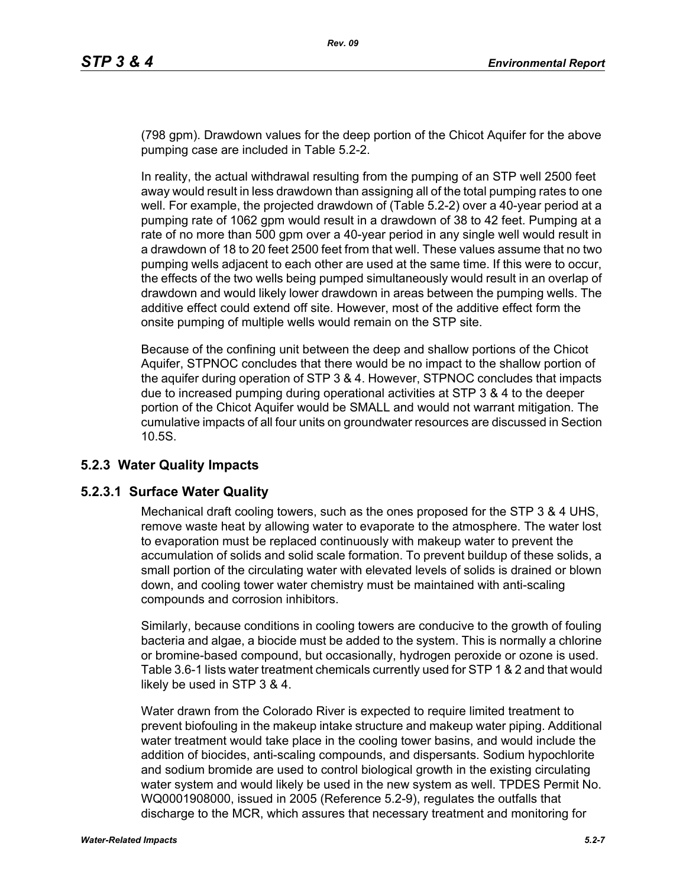(798 gpm). Drawdown values for the deep portion of the Chicot Aquifer for the above pumping case are included in Table 5.2-2.

In reality, the actual withdrawal resulting from the pumping of an STP well 2500 feet away would result in less drawdown than assigning all of the total pumping rates to one well. For example, the projected drawdown of (Table 5.2-2) over a 40-year period at a pumping rate of 1062 gpm would result in a drawdown of 38 to 42 feet. Pumping at a rate of no more than 500 gpm over a 40-year period in any single well would result in a drawdown of 18 to 20 feet 2500 feet from that well. These values assume that no two pumping wells adjacent to each other are used at the same time. If this were to occur, the effects of the two wells being pumped simultaneously would result in an overlap of drawdown and would likely lower drawdown in areas between the pumping wells. The additive effect could extend off site. However, most of the additive effect form the onsite pumping of multiple wells would remain on the STP site.

Because of the confining unit between the deep and shallow portions of the Chicot Aquifer, STPNOC concludes that there would be no impact to the shallow portion of the aquifer during operation of STP 3 & 4. However, STPNOC concludes that impacts due to increased pumping during operational activities at STP 3 & 4 to the deeper portion of the Chicot Aquifer would be SMALL and would not warrant mitigation. The cumulative impacts of all four units on groundwater resources are discussed in Section 10.5S.

## 5.2.3 Water Quality Impacts

### 5.2.3.1 Surface Water Quality

Mechanical draft cooling towers, such as the ones proposed for the STP 3 & 4 UHS, remove waste heat by allowing water to evaporate to the atmosphere. The water lost to evaporation must be replaced continuously with makeup water to prevent the accumulation of solids and solid scale formation. To prevent buildup of these solids, a small portion of the circulating water with elevated levels of solids is drained or blown down, and cooling tower water chemistry must be maintained with anti-scaling compounds and corrosion inhibitors.

Similarly, because conditions in cooling towers are conducive to the growth of fouling bacteria and algae, a biocide must be added to the system. This is normally a chlorine or bromine-based compound, but occasionally, hydrogen peroxide or ozone is used. Table 3.6-1 lists water treatment chemicals currently used for STP 1 & 2 and that would likely be used in STP 3 & 4.

Water drawn from the Colorado River is expected to require limited treatment to prevent biofouling in the makeup intake structure and makeup water piping. Additional water treatment would take place in the cooling tower basins, and would include the addition of biocides, anti-scaling compounds, and dispersants. Sodium hypochlorite and sodium bromide are used to control biological growth in the existing circulating water system and would likely be used in the new system as well. TPDES Permit No. WQ0001908000, issued in 2005 (Reference 5.2-9), regulates the outfalls that discharge to the MCR, which assures that necessary treatment and monitoring for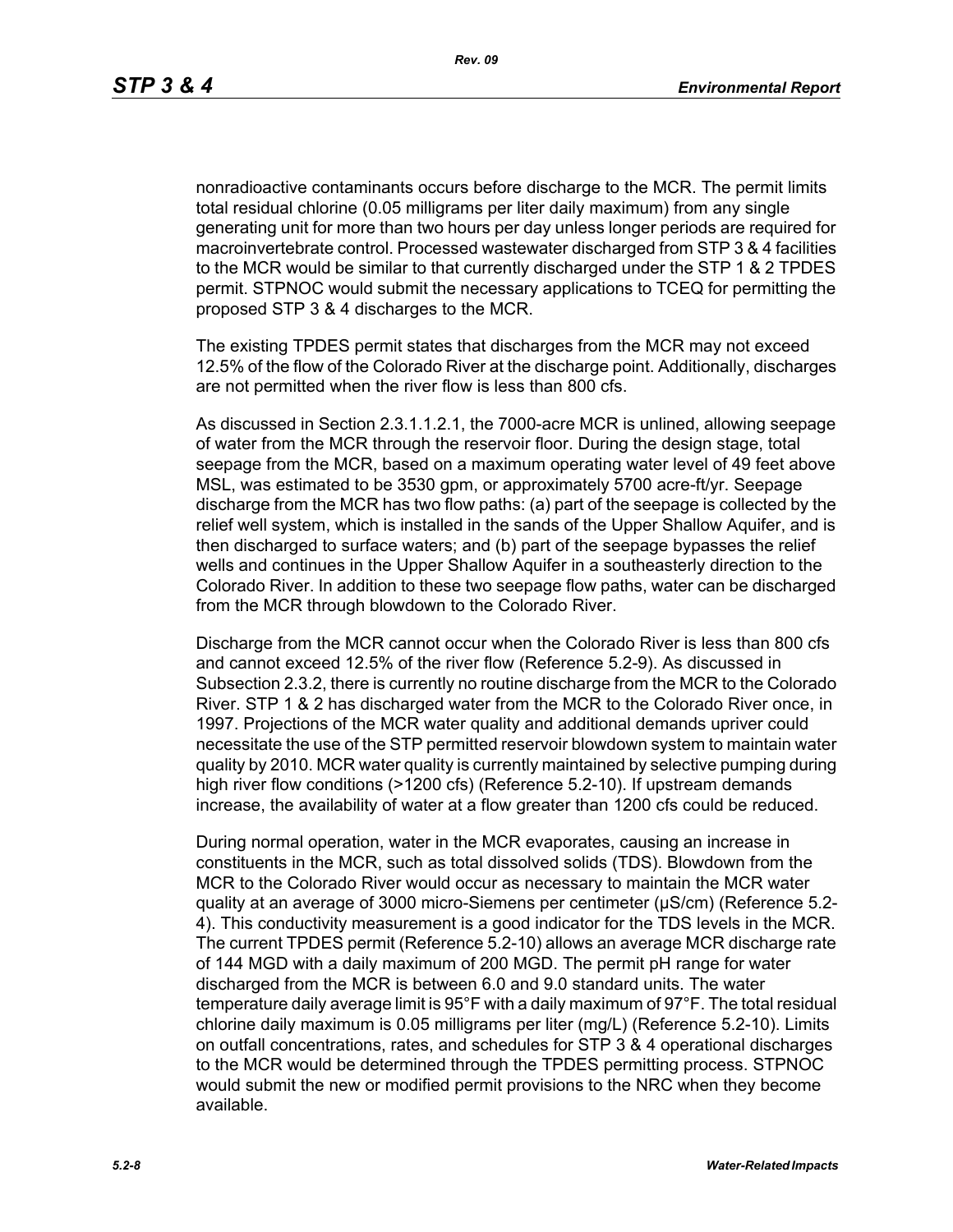nonradioactive contaminants occurs before discharge to the MCR. The permit limits total residual chlorine (0.05 milligrams per liter daily maximum) from any single generating unit for more than two hours per day unless longer periods are required for macroinvertebrate control. Processed wastewater discharged from STP 3 & 4 facilities to the MCR would be similar to that currently discharged under the STP 1 & 2 TPDES permit. STPNOC would submit the necessary applications to TCEQ for permitting the proposed STP 3 & 4 discharges to the MCR.

The existing TPDES permit states that discharges from the MCR may not exceed 12.5% of the flow of the Colorado River at the discharge point. Additionally, discharges are not permitted when the river flow is less than 800 cfs.

As discussed in Section 2.3.1.1.2.1, the 7000-acre MCR is unlined, allowing seepage of water from the MCR through the reservoir floor. During the design stage, total seepage from the MCR, based on a maximum operating water level of 49 feet above MSL, was estimated to be 3530 gpm, or approximately 5700 acre-ft/yr. Seepage discharge from the MCR has two flow paths: (a) part of the seepage is collected by the relief well system, which is installed in the sands of the Upper Shallow Aquifer, and is then discharged to surface waters; and (b) part of the seepage bypasses the relief wells and continues in the Upper Shallow Aquifer in a southeasterly direction to the Colorado River. In addition to these two seepage flow paths, water can be discharged from the MCR through blowdown to the Colorado River.

Discharge from the MCR cannot occur when the Colorado River is less than 800 cfs and cannot exceed 12.5% of the river flow (Reference 5.2-9). As discussed in Subsection 2.3.2, there is currently no routine discharge from the MCR to the Colorado River. STP 1 & 2 has discharged water from the MCR to the Colorado River once, in 1997. Projections of the MCR water quality and additional demands upriver could necessitate the use of the STP permitted reservoir blowdown system to maintain water quality by 2010. MCR water quality is currently maintained by selective pumping during high river flow conditions (>1200 cfs) (Reference 5.2-10). If upstream demands increase, the availability of water at a flow greater than 1200 cfs could be reduced.

During normal operation, water in the MCR evaporates, causing an increase in constituents in the MCR, such as total dissolved solids (TDS). Blowdown from the MCR to the Colorado River would occur as necessary to maintain the MCR water quality at an average of 3000 micro-Siemens per centimeter (μS/cm) (Reference 5.2-4). This conductivity measurement is a good indicator for the TDS levels in the MCR. The current TPDES permit (Reference 5.2-10) allows an average MCR discharge rate of 144 MGD with a daily maximum of 200 MGD. The permit pH range for water discharged from the MCR is between 6.0 and 9.0 standard units. The water temperature daily average limit is 95°F with a daily maximum of 97°F. The total residual chlorine daily maximum is 0.05 milligrams per liter (mg/L) (Reference 5.2-10). Limits on outfall concentrations, rates, and schedules for STP 3 & 4 operational discharges to the MCR would be determined through the TPDES permitting process. STPNOC would submit the new or modified permit provisions to the NRC when they become available.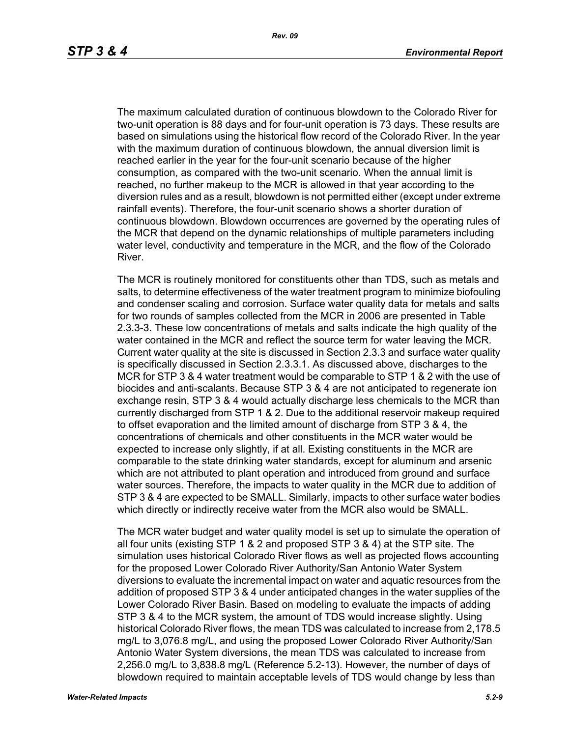The maximum calculated duration of continuous blowdown to the Colorado River for two-unit operation is 88 days and for four-unit operation is 73 days. These results are based on simulations using the historical flow record of the Colorado River. In the year with the maximum duration of continuous blowdown, the annual diversion limit is reached earlier in the year for the four-unit scenario because of the higher consumption, as compared with the two-unit scenario. When the annual limit is reached, no further makeup to the MCR is allowed in that year according to the diversion rules and as a result, blowdown is not permitted either (except under extreme rainfall events). Therefore, the four-unit scenario shows a shorter duration of continuous blowdown. Blowdown occurrences are governed by the operating rules of the MCR that depend on the dynamic relationships of multiple parameters including water level, conductivity and temperature in the MCR, and the flow of the Colorado River.

The MCR is routinely monitored for constituents other than TDS, such as metals and salts, to determine effectiveness of the water treatment program to minimize biofouling and condenser scaling and corrosion. Surface water quality data for metals and salts for two rounds of samples collected from the MCR in 2006 are presented in Table 2.3.3-3. These low concentrations of metals and salts indicate the high quality of the water contained in the MCR and reflect the source term for water leaving the MCR. Current water quality at the site is discussed in Section 2.3.3 and surface water quality is specifically discussed in Section 2.3.3.1. As discussed above, discharges to the MCR for STP 3 & 4 water treatment would be comparable to STP 1 & 2 with the use of biocides and anti-scalants. Because STP 3 & 4 are not anticipated to regenerate ion exchange resin, STP 3 & 4 would actually discharge less chemicals to the MCR than currently discharged from STP 1 & 2. Due to the additional reservoir makeup required to offset evaporation and the limited amount of discharge from STP 3 & 4, the concentrations of chemicals and other constituents in the MCR water would be expected to increase only slightly, if at all. Existing constituents in the MCR are comparable to the state drinking water standards, except for aluminum and arsenic which are not attributed to plant operation and introduced from ground and surface water sources. Therefore, the impacts to water quality in the MCR due to addition of STP 3 & 4 are expected to be SMALL. Similarly, impacts to other surface water bodies which directly or indirectly receive water from the MCR also would be SMALL.

The MCR water budget and water quality model is set up to simulate the operation of all four units (existing STP 1 & 2 and proposed STP 3 & 4) at the STP site. The simulation uses historical Colorado River flows as well as projected flows accounting for the proposed Lower Colorado River Authority/San Antonio Water System diversions to evaluate the incremental impact on water and aquatic resources from the addition of proposed STP 3 & 4 under anticipated changes in the water supplies of the Lower Colorado River Basin. Based on modeling to evaluate the impacts of adding STP 3 & 4 to the MCR system, the amount of TDS would increase slightly. Using historical Colorado River flows, the mean TDS was calculated to increase from 2,178.5 mg/L to 3,076.8 mg/L, and using the proposed Lower Colorado River Authority/San Antonio Water System diversions, the mean TDS was calculated to increase from 2,256.0 mg/L to 3,838.8 mg/L (Reference 5.2-13). However, the number of days of blowdown required to maintain acceptable levels of TDS would change by less than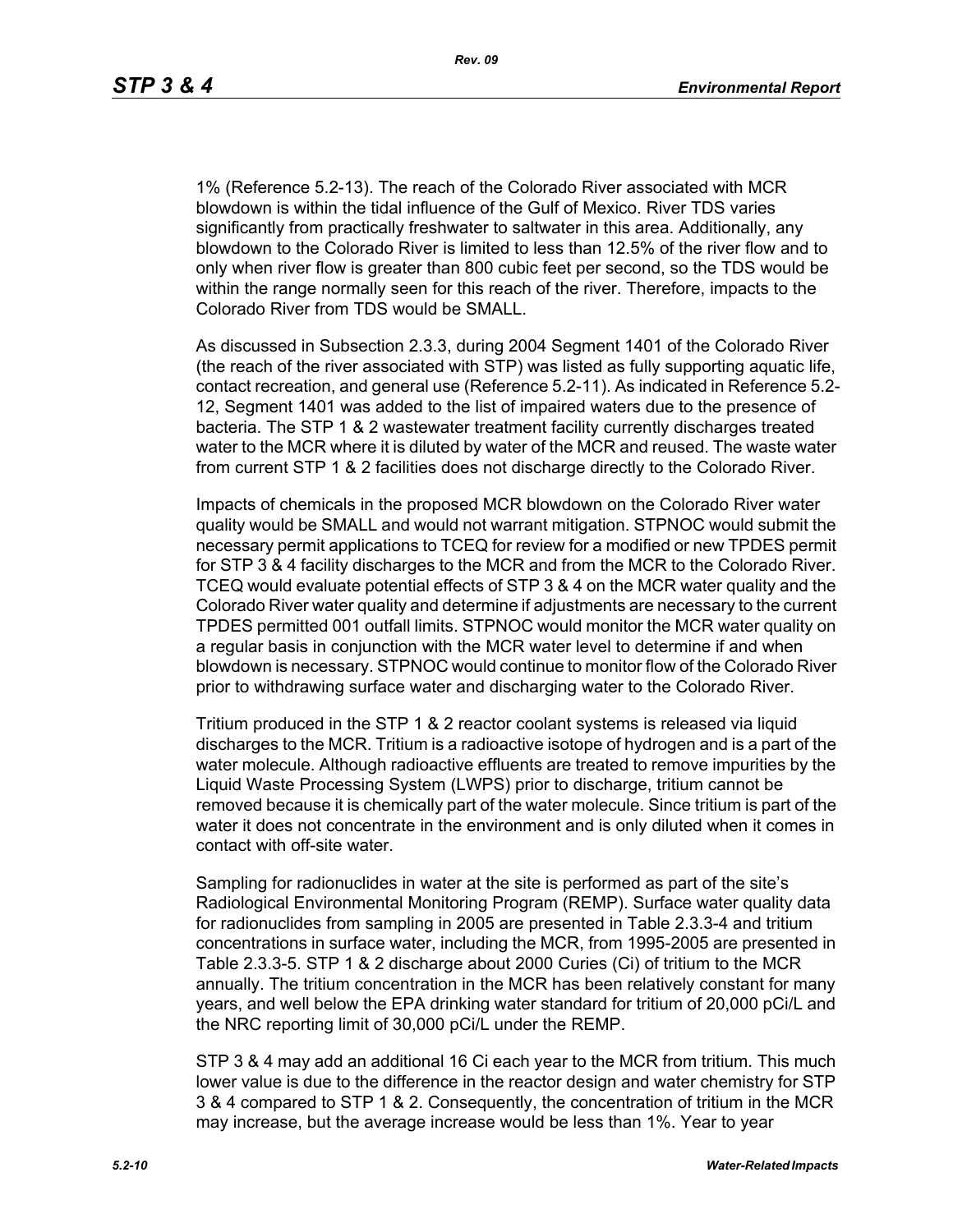1% (Reference 5.2-13). The reach of the Colorado River associated with MCR blowdown is within the tidal influence of the Gulf of Mexico. River TDS varies significantly from practically freshwater to saltwater in this area. Additionally, any blowdown to the Colorado River is limited to less than 12.5% of the river flow and to only when river flow is greater than 800 cubic feet per second, so the TDS would be within the range normally seen for this reach of the river. Therefore, impacts to the Colorado River from TDS would be SMALL.

As discussed in Subsection 2.3.3, during 2004 Segment 1401 of the Colorado River (the reach of the river associated with STP) was listed as fully supporting aquatic life, contact recreation, and general use (Reference 5.2-11). As indicated in Reference 5.2-12, Segment 1401 was added to the list of impaired waters due to the presence of bacteria. The STP 1 & 2 wastewater treatment facility currently discharges treated water to the MCR where it is diluted by water of the MCR and reused. The waste water from current STP 1 & 2 facilities does not discharge directly to the Colorado River.

Impacts of chemicals in the proposed MCR blowdown on the Colorado River water quality would be SMALL and would not warrant mitigation. STPNOC would submit the necessary permit applications to TCEQ for review for a modified or new TPDES permit for STP 3 & 4 facility discharges to the MCR and from the MCR to the Colorado River. TCEQ would evaluate potential effects of STP 3 & 4 on the MCR water quality and the Colorado River water quality and determine if adjustments are necessary to the current TPDES permitted 001 outfall limits. STPNOC would monitor the MCR water quality on a regular basis in conjunction with the MCR water level to determine if and when blowdown is necessary. STPNOC would continue to monitor flow of the Colorado River prior to withdrawing surface water and discharging water to the Colorado River.

Tritium produced in the STP 1 & 2 reactor coolant systems is released via liquid discharges to the MCR. Tritium is a radioactive isotope of hydrogen and is a part of the water molecule. Although radioactive effluents are treated to remove impurities by the Liquid Waste Processing System (LWPS) prior to discharge, tritium cannot be removed because it is chemically part of the water molecule. Since tritium is part of the water it does not concentrate in the environment and is only diluted when it comes in contact with off-site water.

Sampling for radionuclides in water at the site is performed as part of the site's Radiological Environmental Monitoring Program (REMP). Surface water quality data for radionuclides from sampling in 2005 are presented in Table 2.3.3-4 and tritium concentrations in surface water, including the MCR, from 1995-2005 are presented in Table 2.3.3-5. STP 1 & 2 discharge about 2000 Curies (Ci) of tritium to the MCR annually. The tritium concentration in the MCR has been relatively constant for many years, and well below the EPA drinking water standard for tritium of 20,000 pCi/L and the NRC reporting limit of 30,000 pCi/L under the REMP.

STP 3 & 4 may add an additional 16 Ci each year to the MCR from tritium. This much lower value is due to the difference in the reactor design and water chemistry for STP 3 & 4 compared to STP 1 & 2. Consequently, the concentration of tritium in the MCR may increase, but the average increase would be less than 1%. Year to year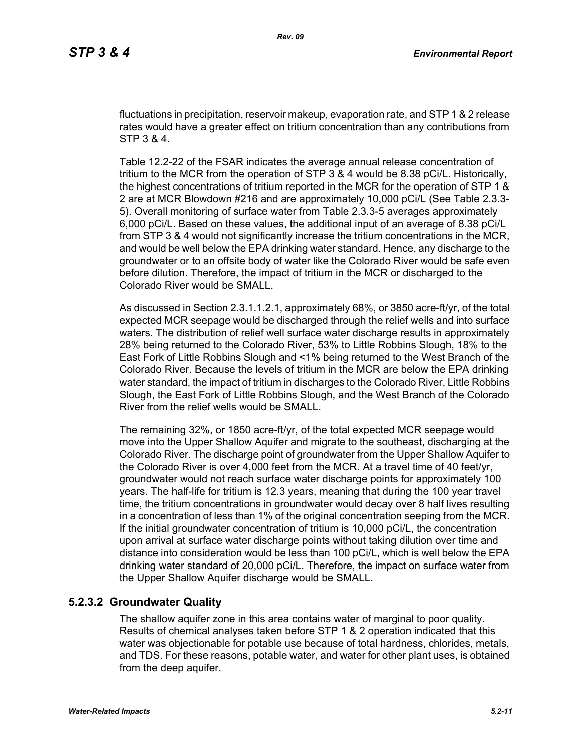fluctuations in precipitation, reservoir makeup, evaporation rate, and STP 1 & 2 release rates would have a greater effect on tritium concentration than any contributions from STP 3 & 4.

Table 12.2-22 of the FSAR indicates the average annual release concentration of tritium to the MCR from the operation of STP 3 & 4 would be 8.38 pCi/L. Historically, the highest concentrations of tritium reported in the MCR for the operation of STP 1 & 2 are at MCR Blowdown #216 and are approximately 10,000 pCi/L (See Table 2.3.3-5). Overall monitoring of surface water from Table 2.3.3-5 averages approximately 6,000 pCi/L. Based on these values, the additional input of an average of 8.38 pCi/L from STP 3 & 4 would not significantly increase the tritium concentrations in the MCR, and would be well below the EPA drinking water standard. Hence, any discharge to the groundwater or to an offsite body of water like the Colorado River would be safe even before dilution. Therefore, the impact of tritium in the MCR or discharged to the Colorado River would be SMALL.

As discussed in Section 2.3.1.1.2.1, approximately 68%, or 3850 acre-ft/yr, of the total expected MCR seepage would be discharged through the relief wells and into surface waters. The distribution of relief well surface water discharge results in approximately 28% being returned to the Colorado River, 53% to Little Robbins Slough, 18% to the East Fork of Little Robbins Slough and <1% being returned to the West Branch of the Colorado River. Because the levels of tritium in the MCR are below the EPA drinking water standard, the impact of tritium in discharges to the Colorado River, Little Robbins Slough, the East Fork of Little Robbins Slough, and the West Branch of the Colorado River from the relief wells would be SMALL.

The remaining 32%, or 1850 acre-ft/yr, of the total expected MCR seepage would move into the Upper Shallow Aquifer and migrate to the southeast, discharging at the Colorado River. The discharge point of groundwater from the Upper Shallow Aquifer to the Colorado River is over 4,000 feet from the MCR. At a travel time of 40 feet/yr, groundwater would not reach surface water discharge points for approximately 100 years. The half-life for tritium is 12.3 years, meaning that during the 100 year travel time, the tritium concentrations in groundwater would decay over 8 half lives resulting in a concentration of less than 1% of the original concentration seeping from the MCR. If the initial groundwater concentration of tritium is 10,000 pCi/L, the concentration upon arrival at surface water discharge points without taking dilution over time and distance into consideration would be less than 100 pCi/L, which is well below the EPA drinking water standard of 20,000 pCi/L. Therefore, the impact on surface water from the Upper Shallow Aquifer discharge would be SMALL.

### 5.2.3.2 Groundwater Quality

The shallow aquifer zone in this area contains water of marginal to poor quality. Results of chemical analyses taken before STP 1 & 2 operation indicated that this water was objectionable for potable use because of total hardness, chlorides, metals, and TDS. For these reasons, potable water, and water for other plant uses, is obtained from the deep aquifer.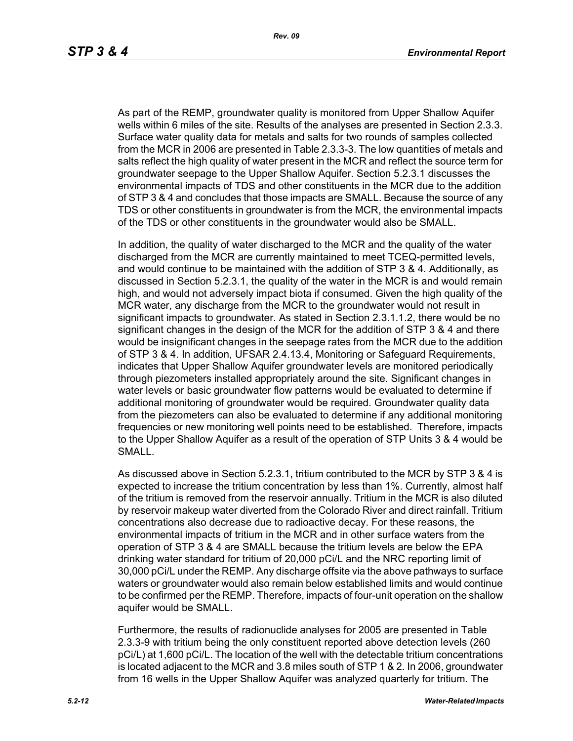As part of the REMP, groundwater quality is monitored from Upper Shallow Aquifer wells within 6 miles of the site. Results of the analyses are presented in Section 2.3.3. Surface water quality data for metals and salts for two rounds of samples collected from the MCR in 2006 are presented in Table 2.3.3-3. The low quantities of metals and salts reflect the high quality of water present in the MCR and reflect the source term for groundwater seepage to the Upper Shallow Aquifer. Section 5.2.3.1 discusses the environmental impacts of TDS and other constituents in the MCR due to the addition of STP 3 & 4 and concludes that those impacts are SMALL. Because the source of any TDS or other constituents in groundwater is from the MCR, the environmental impacts of the TDS or other constituents in the groundwater would also be SMALL.

In addition, the quality of water discharged to the MCR and the quality of the water discharged from the MCR are currently maintained to meet TCEQ-permitted levels, and would continue to be maintained with the addition of STP 3 & 4. Additionally, as discussed in Section 5.2.3.1, the quality of the water in the MCR is and would remain high, and would not adversely impact biota if consumed. Given the high quality of the MCR water, any discharge from the MCR to the groundwater would not result in significant impacts to groundwater. As stated in Section 2.3.1.1.2, there would be no significant changes in the design of the MCR for the addition of STP 3 & 4 and there would be insignificant changes in the seepage rates from the MCR due to the addition of STP 3 & 4. In addition, UFSAR 2.4.13.4, Monitoring or Safeguard Requirements, indicates that Upper Shallow Aquifer groundwater levels are monitored periodically through piezometers installed appropriately around the site. Significant changes in water levels or basic groundwater flow patterns would be evaluated to determine if additional monitoring of groundwater would be required. Groundwater quality data from the piezometers can also be evaluated to determine if any additional monitoring frequencies or new monitoring well points need to be established. Therefore, impacts to the Upper Shallow Aquifer as a result of the operation of STP Units 3 & 4 would be SMALL.

As discussed above in Section 5.2.3.1, tritium contributed to the MCR by STP 3 & 4 is expected to increase the tritium concentration by less than 1%. Currently, almost half of the tritium is removed from the reservoir annually. Tritium in the MCR is also diluted by reservoir makeup water diverted from the Colorado River and direct rainfall. Tritium concentrations also decrease due to radioactive decay. For these reasons, the environmental impacts of tritium in the MCR and in other surface waters from the operation of STP 3 & 4 are SMALL because the tritium levels are below the EPA drinking water standard for tritium of 20,000 pCi/L and the NRC reporting limit of 30,000 pCi/L under the REMP. Any discharge offsite via the above pathways to surface waters or groundwater would also remain below established limits and would continue to be confirmed per the REMP. Therefore, impacts of four-unit operation on the shallow aquifer would be SMALL.

Furthermore, the results of radionuclide analyses for 2005 are presented in Table 2.3.3-9 with tritium being the only constituent reported above detection levels (260 pCi/L) at 1,600 pCi/L. The location of the well with the detectable tritium concentrations is located adjacent to the MCR and 3.8 miles south of STP 1 & 2. In 2006, groundwater from 16 wells in the Upper Shallow Aquifer was analyzed quarterly for tritium. The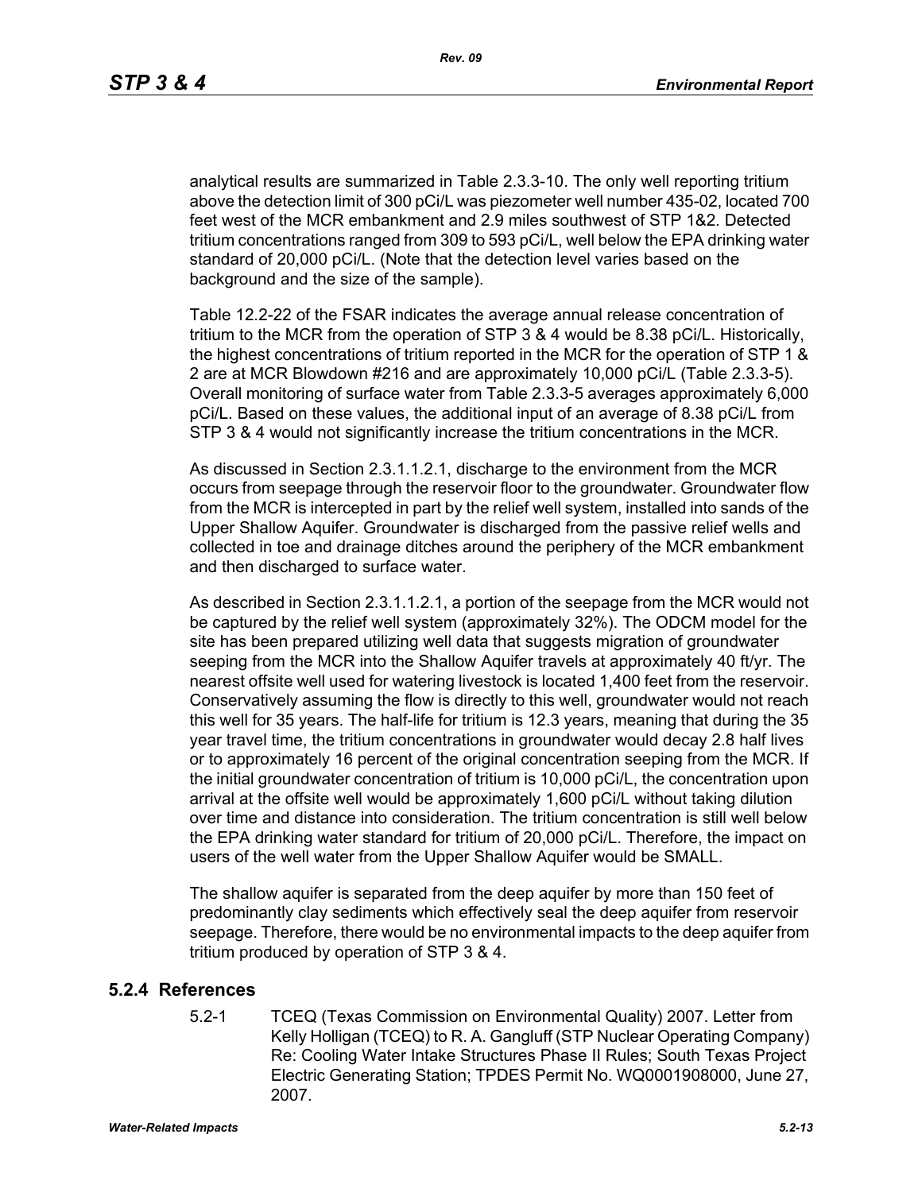analytical results are summarized in Table 2.3.3-10. The only well reporting tritium above the detection limit of 300 pCi/L was piezometer well number 435-02, located 700 feet west of the MCR embankment and 2.9 miles southwest of STP 1&2. Detected tritium concentrations ranged from 309 to 593 pCi/L, well below the EPA drinking water standard of 20,000 pCi/L. (Note that the detection level varies based on the background and the size of the sample).

Table 12.2-22 of the FSAR indicates the average annual release concentration of tritium to the MCR from the operation of STP 3 & 4 would be 8.38 pCi/L. Historically, the highest concentrations of tritium reported in the MCR for the operation of STP 1 & 2 are at MCR Blowdown #216 and are approximately 10,000 pCi/L (Table 2.3.3-5). Overall monitoring of surface water from Table 2.3.3-5 averages approximately 6,000 pCi/L. Based on these values, the additional input of an average of 8.38 pCi/L from STP 3 & 4 would not significantly increase the tritium concentrations in the MCR.

As discussed in Section 2.3.1.1.2.1, discharge to the environment from the MCR occurs from seepage through the reservoir floor to the groundwater. Groundwater flow from the MCR is intercepted in part by the relief well system, installed into sands of the Upper Shallow Aquifer. Groundwater is discharged from the passive relief wells and collected in toe and drainage ditches around the periphery of the MCR embankment and then discharged to surface water.

As described in Section 2.3.1.1.2.1, a portion of the seepage from the MCR would not be captured by the relief well system (approximately 32%). The ODCM model for the site has been prepared utilizing well data that suggests migration of groundwater seeping from the MCR into the Shallow Aquifer travels at approximately 40 ft/yr. The nearest offsite well used for watering livestock is located 1,400 feet from the reservoir. Conservatively assuming the flow is directly to this well, groundwater would not reach this well for 35 years. The half-life for tritium is 12.3 years, meaning that during the 35 year travel time, the tritium concentrations in groundwater would decay 2.8 half lives or to approximately 16 percent of the original concentration seeping from the MCR. If the initial groundwater concentration of tritium is 10,000 pCi/L, the concentration upon arrival at the offsite well would be approximately 1,600 pCi/L without taking dilution over time and distance into consideration. The tritium concentration is still well below the EPA drinking water standard for tritium of 20,000 pCi/L. Therefore, the impact on users of the well water from the Upper Shallow Aquifer would be SMALL.

The shallow aquifer is separated from the deep aquifer by more than 150 feet of predominantly clay sediments which effectively seal the deep aquifer from reservoir seepage. Therefore, there would be no environmental impacts to the deep aquifer from tritium produced by operation of STP 3 & 4.

## 5.2.4 References

5.2-1 TCEQ (Texas Commission on Environmental Quality) 2007. Letter from Kelly Holligan (TCEQ) to R. A. Gangluff (STP Nuclear Operating Company) Re: Cooling Water Intake Structures Phase II Rules; South Texas Project Electric Generating Station; TPDES Permit No. WQ0001908000, June 27, 2007.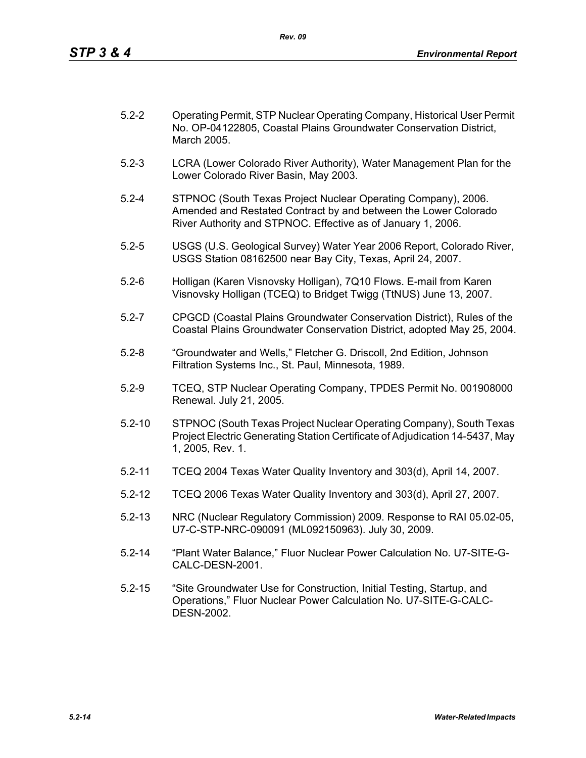5.2-2 Operating Permit, STP Nuclear Operating Company, Historical User Permit No. OP-04122805, Coastal Plains Groundwater Conservation District, March 2005.

5.2-3 LCRA (Lower Colorado River Authority), Water Management Plan for the Lower Colorado River Basin, May 2003.

5.2-4 STPNOC (South Texas Project Nuclear Operating Company), 2006. Amended and Restated Contract by and between the Lower Colorado River Authority and STPNOC. Effective as of January 1, 2006.

5.2-5 USGS (U.S. Geological Survey) Water Year 2006 Report, Colorado River, USGS Station 08162500 near Bay City, Texas, April 24, 2007.

5.2-6 Holligan (Karen Visnovsky Holligan), 7Q10 Flows. E-mail from Karen Visnovsky Holligan (TCEQ) to Bridget Twigg (TtNUS) June 13, 2007.

5.2-7 CPGCD (Coastal Plains Groundwater Conservation District), Rules of the Coastal Plains Groundwater Conservation District, adopted May 25, 2004.

5.2-8 "Groundwater and Wells," Fletcher G. Driscoll, 2nd Edition, Johnson Filtration Systems Inc., St. Paul, Minnesota, 1989.

5.2-9 TCEQ, STP Nuclear Operating Company, TPDES Permit No. 001908000 Renewal. July 21, 2005.

5.2-10 STPNOC (South Texas Project Nuclear Operating Company), South Texas Project Electric Generating Station Certificate of Adjudication 14-5437, May 1, 2005, Rev. 1.

5.2-11 TCEQ 2004 Texas Water Quality Inventory and 303(d), April 14, 2007.

5.2-12 TCEQ 2006 Texas Water Quality Inventory and 303(d), April 27, 2007.

5.2-13 NRC (Nuclear Regulatory Commission) 2009. Response to RAI 05.02-05, U7-C-STP-NRC-090091 (ML092150963). July 30, 2009.

5.2-14 "Plant Water Balance," Fluor Nuclear Power Calculation No. U7-SITE-G-CALC-DESN-2001.

5.2-15 "Site Groundwater Use for Construction, Initial Testing, Startup, and Operations," Fluor Nuclear Power Calculation No. U7-SITE-G-CALC-DESN-2002.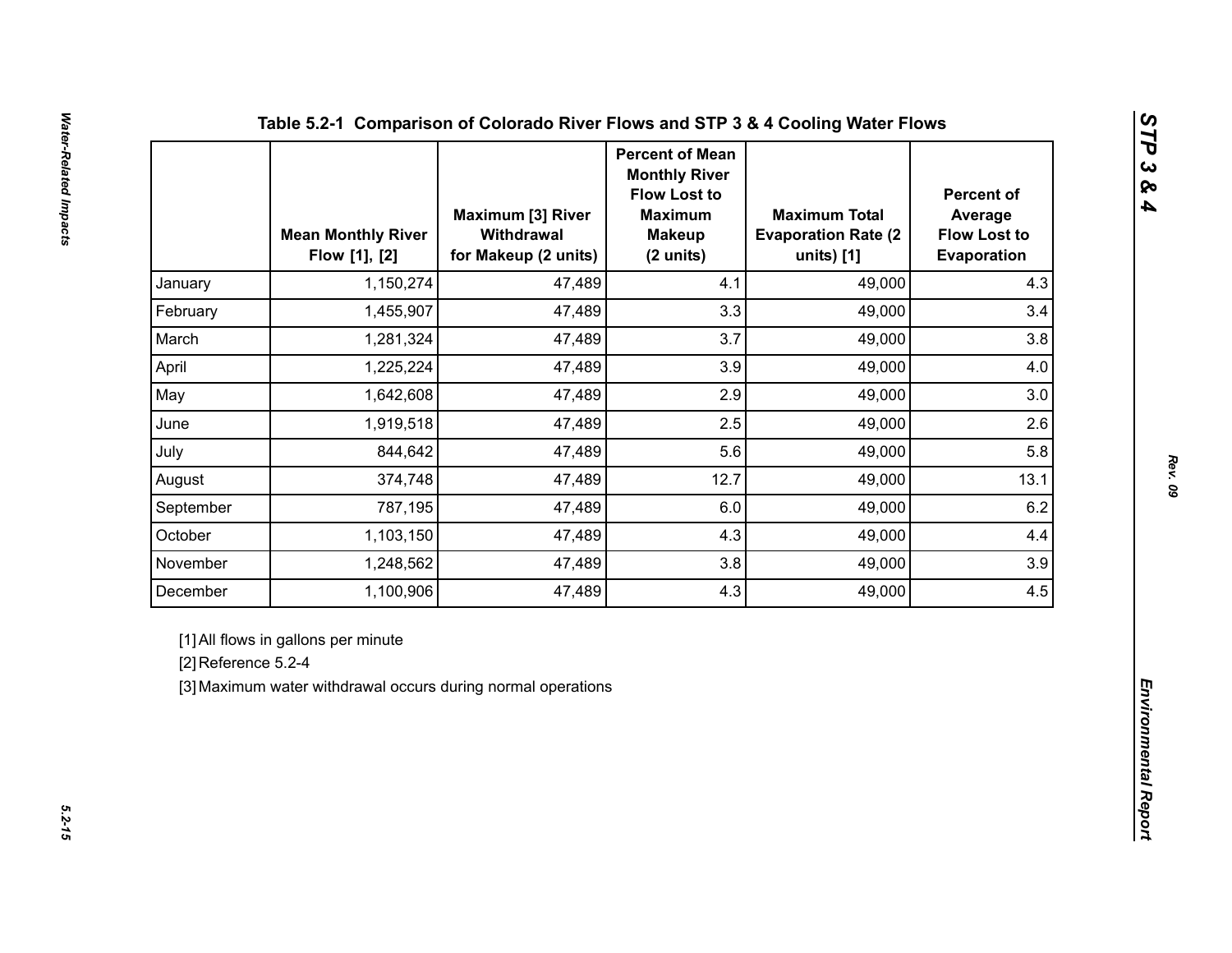### Table 5.2-1 Comparison of Colorado River Flows and STP 3 & 4 Cooling Water Flows

| | Mean Monthly River Flow [1], [2] | Maximum [3] River Withdrawal for Makeup (2 units) | Percent of Mean Monthly River Flow Lost to Maximum Makeup (2 units) | Maximum Total Evaporation Rate (2 units) [1] | Percent of Average Flow Lost to Evaporation |
|---|---|---|---|---|---|
| January | 1,150,274 | 47,489 | 4.1 | 49,000 | 4.3 |
| February | 1,455,907 | 47,489 | 3.3 | 49,000 | 3.4 |
| March | 1,281,324 | 47,489 | 3.7 | 49,000 | 3.8 |
| April | 1,225,224 | 47,489 | 3.9 | 49,000 | 4.0 |
| May | 1,642,608 | 47,489 | 2.9 | 49,000 | 3.0 |
| June | 1,919,518 | 47,489 | 2.5 | 49,000 | 2.6 |
| July | 844,642 | 47,489 | 5.6 | 49,000 | 5.8 |
| August | 374,748 | 47,489 | 12.7 | 49,000 | 13.1 |
| September | 787,195 | 47,489 | 6.0 | 49,000 | 6.2 |
| October | 1,103,150 | 47,489 | 4.3 | 49,000 | 4.4 |
| November | 1,248,562 | 47,489 | 3.8 | 49,000 | 3.9 |
| December | 1,100,906 | 47,489 | 4.3 | 49,000 | 4.5 |

[1] All flows in gallons per minute

[2] Reference 5.2-4

[3] Maximum water withdrawal occurs during normal operations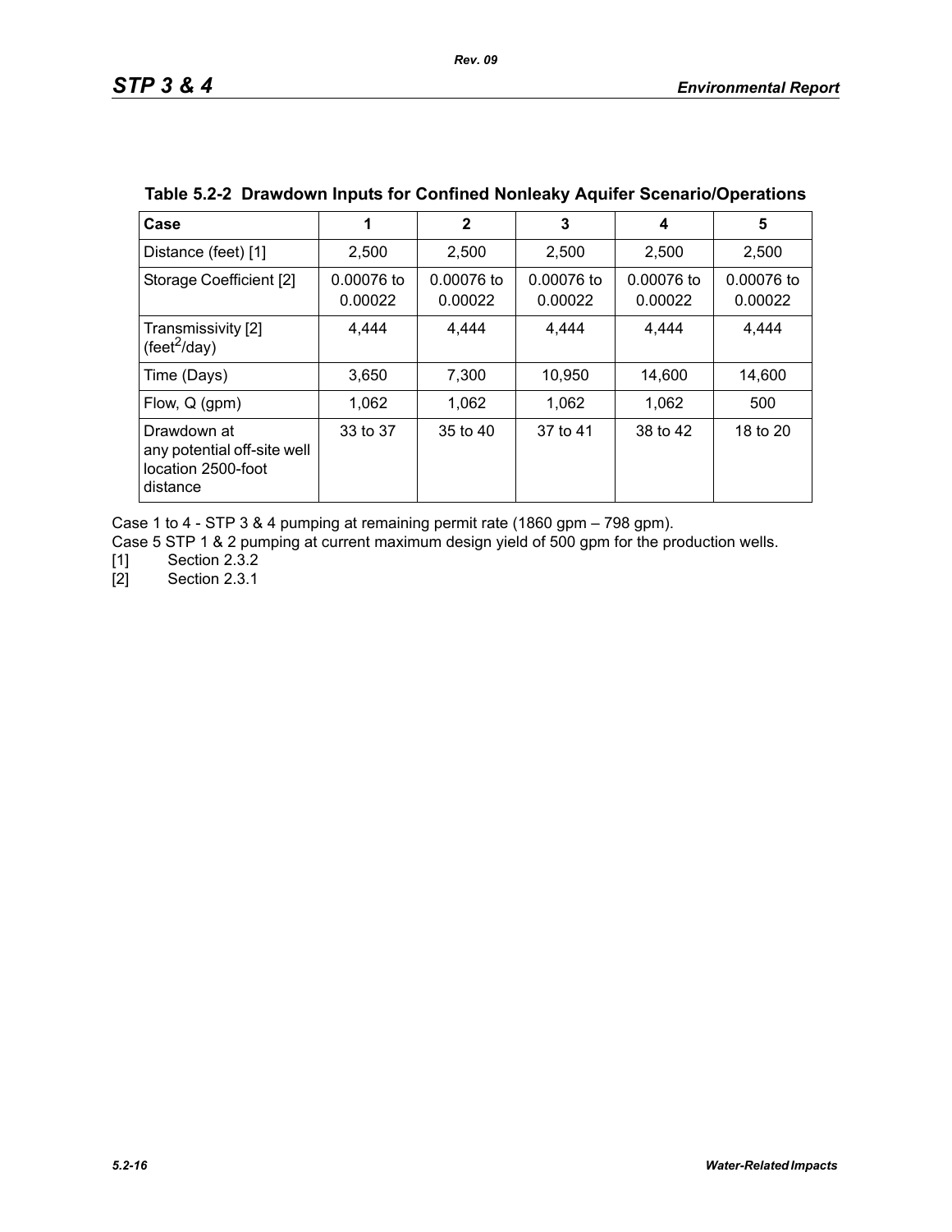**Table 5.2-2 Drawdown Inputs for Confined Nonleaky Aquifer Scenario/Operations**

| Case | 1 | 2 | 3 | 4 | 5 |
|---|---|---|---|---|---|
| Distance (feet) [1] | 2,500 | 2,500 | 2,500 | 2,500 | 2,500 |
| Storage Coefficient [2] | 0.00076 to 0.00022 | 0.00076 to 0.00022 | 0.00076 to 0.00022 | 0.00076 to 0.00022 | 0.00076 to 0.00022 |
| Transmissivity [2] ($feet^2$/day) | 4,444 | 4,444 | 4,444 | 4,444 | 4,444 |
| Time (Days) | 3,650 | 7,300 | 10,950 | 14,600 | 14,600 |
| Flow, Q (gpm) | 1,062 | 1,062 | 1,062 | 1,062 | 500 |
| Drawdown at any potential off-site well location 2500-foot distance | 33 to 37 | 35 to 40 | 37 to 41 | 38 to 42 | 18 to 20 |

Case 1 to 4 - STP 3 & 4 pumping at remaining permit rate (1860 gpm – 798 gpm).

Case 5 STP 1 & 2 pumping at current maximum design yield of 500 gpm for the production wells.

[1] Section 2.3.2

[2] Section 2.3.1